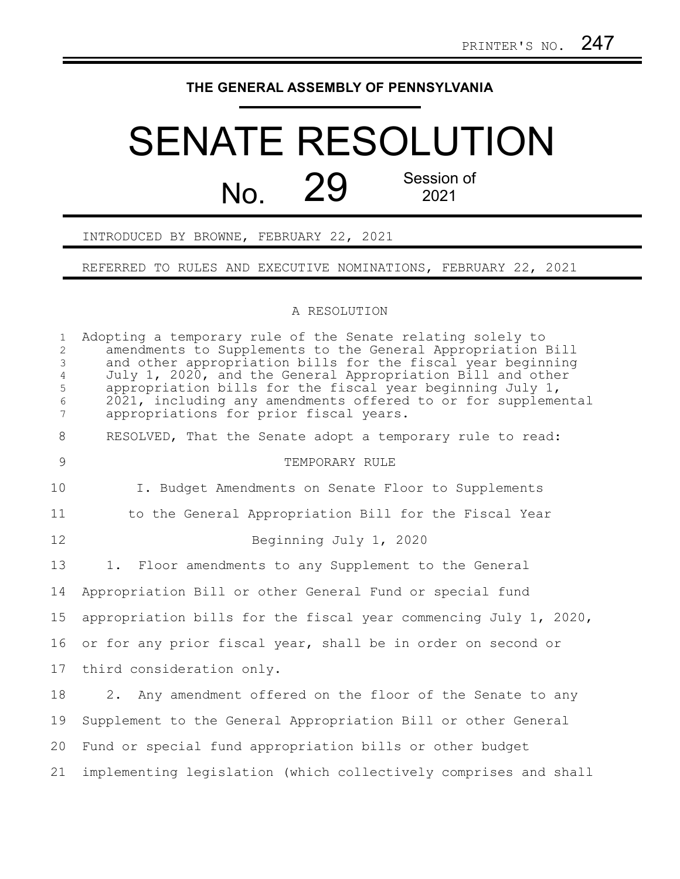PRINTER'S NO. 247

**THE GENERAL ASSEMBLY OF PENNSYLVANIA**

# SENATE RESOLUTION

## No. 29 Session of 2021

INTRODUCED BY BROWNE, FEBRUARY 22, 2021

REFERRED TO RULES AND EXECUTIVE NOMINATIONS, FEBRUARY 22, 2021

A RESOLUTION

Adopting a temporary rule of the Senate relating solely to amendments to Supplements to the General Appropriation Bill and other appropriation bills for the fiscal year beginning July 1, 2020, and the General Appropriation Bill and other appropriation bills for the fiscal year beginning July 1, 2021, including any amendments offered to or for supplemental appropriations for prior fiscal years.

RESOLVED, That the Senate adopt a temporary rule to read:

TEMPORARY RULE

I. Budget Amendments on Senate Floor to Supplements to the General Appropriation Bill for the Fiscal Year Beginning July 1, 2020

1. Floor amendments to any Supplement to the General Appropriation Bill or other General Fund or special fund appropriation bills for the fiscal year commencing July 1, 2020, or for any prior fiscal year, shall be in order on second or third consideration only.

2. Any amendment offered on the floor of the Senate to any Supplement to the General Appropriation Bill or other General Fund or special fund appropriation bills or other budget implementing legislation (which collectively comprises and shall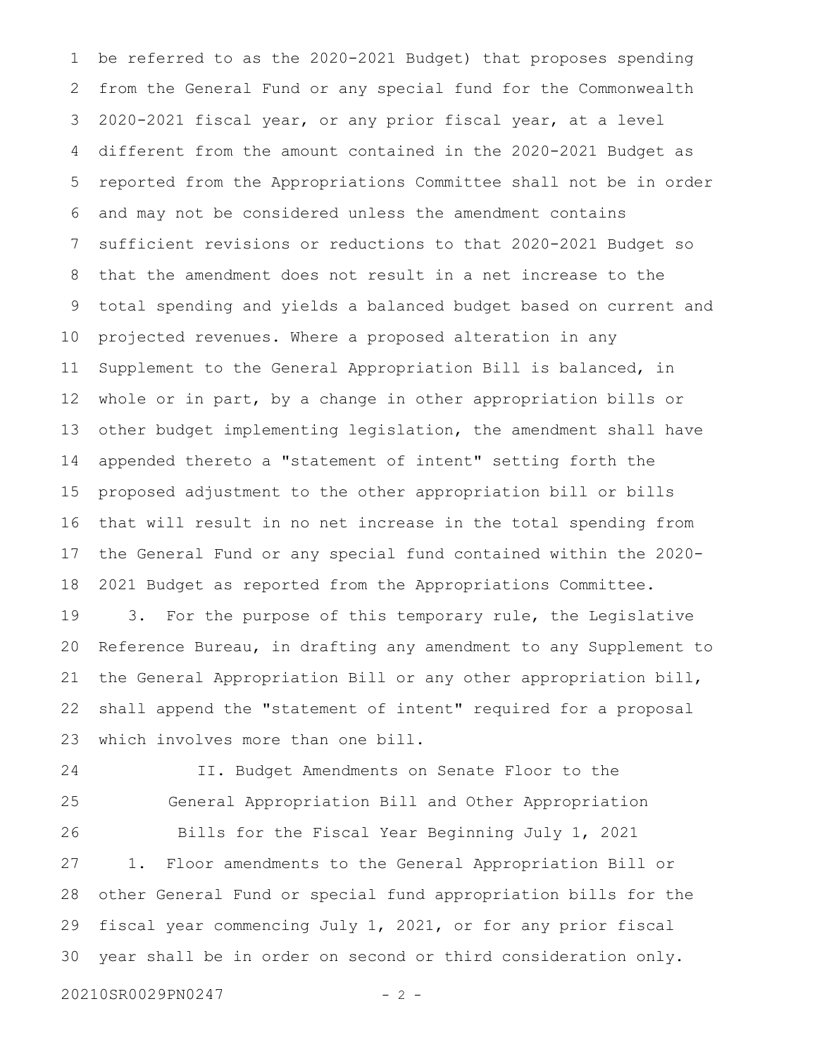be referred to as the 2020-2021 Budget) that proposes spending from the General Fund or any special fund for the Commonwealth 2020-2021 fiscal year, or any prior fiscal year, at a level different from the amount contained in the 2020-2021 Budget as reported from the Appropriations Committee shall not be in order and may not be considered unless the amendment contains sufficient revisions or reductions to that 2020-2021 Budget so that the amendment does not result in a net increase to the total spending and yields a balanced budget based on current and projected revenues. Where a proposed alteration in any Supplement to the General Appropriation Bill is balanced, in whole or in part, by a change in other appropriation bills or other budget implementing legislation, the amendment shall have appended thereto a "statement of intent" setting forth the proposed adjustment to the other appropriation bill or bills that will result in no net increase in the total spending from the General Fund or any special fund contained within the 2020-2021 Budget as reported from the Appropriations Committee.

3. For the purpose of this temporary rule, the Legislative Reference Bureau, in drafting any amendment to any Supplement to the General Appropriation Bill or any other appropriation bill, shall append the "statement of intent" required for a proposal which involves more than one bill.

II. Budget Amendments on Senate Floor to the General Appropriation Bill and Other Appropriation Bills for the Fiscal Year Beginning July 1, 2021

1. Floor amendments to the General Appropriation Bill or other General Fund or special fund appropriation bills for the fiscal year commencing July 1, 2021, or for any prior fiscal year shall be in order on second or third consideration only.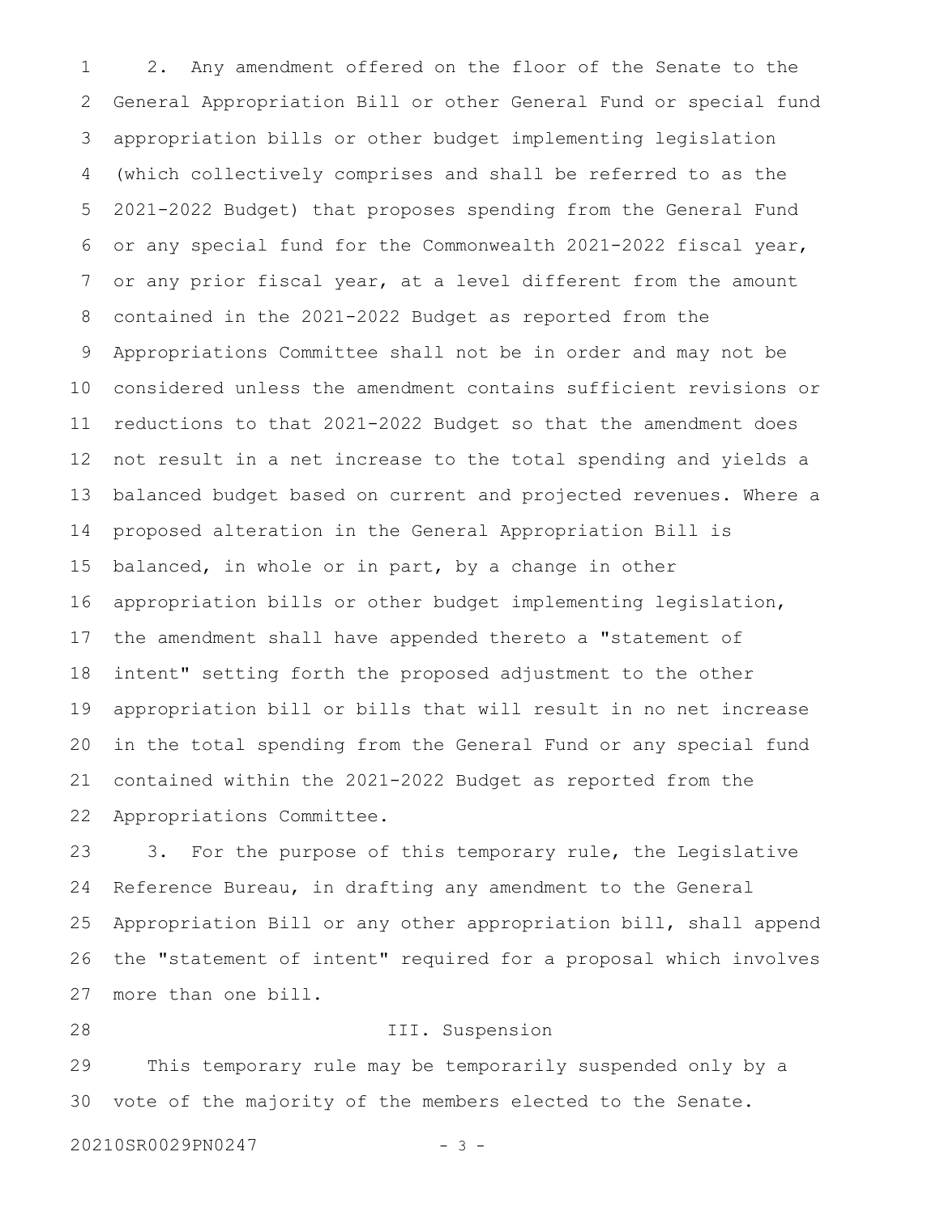2. Any amendment offered on the floor of the Senate to the General Appropriation Bill or other General Fund or special fund appropriation bills or other budget implementing legislation (which collectively comprises and shall be referred to as the 2021-2022 Budget) that proposes spending from the General Fund or any special fund for the Commonwealth 2021-2022 fiscal year, or any prior fiscal year, at a level different from the amount contained in the 2021-2022 Budget as reported from the Appropriations Committee shall not be in order and may not be considered unless the amendment contains sufficient revisions or reductions to that 2021-2022 Budget so that the amendment does not result in a net increase to the total spending and yields a balanced budget based on current and projected revenues. Where a proposed alteration in the General Appropriation Bill is balanced, in whole or in part, by a change in other appropriation bills or other budget implementing legislation, the amendment shall have appended thereto a "statement of intent" setting forth the proposed adjustment to the other appropriation bill or bills that will result in no net increase in the total spending from the General Fund or any special fund contained within the 2021-2022 Budget as reported from the Appropriations Committee.

3. For the purpose of this temporary rule, the Legislative Reference Bureau, in drafting any amendment to the General Appropriation Bill or any other appropriation bill, shall append the "statement of intent" required for a proposal which involves more than one bill.

III. Suspension

This temporary rule may be temporarily suspended only by a vote of the majority of the members elected to the Senate.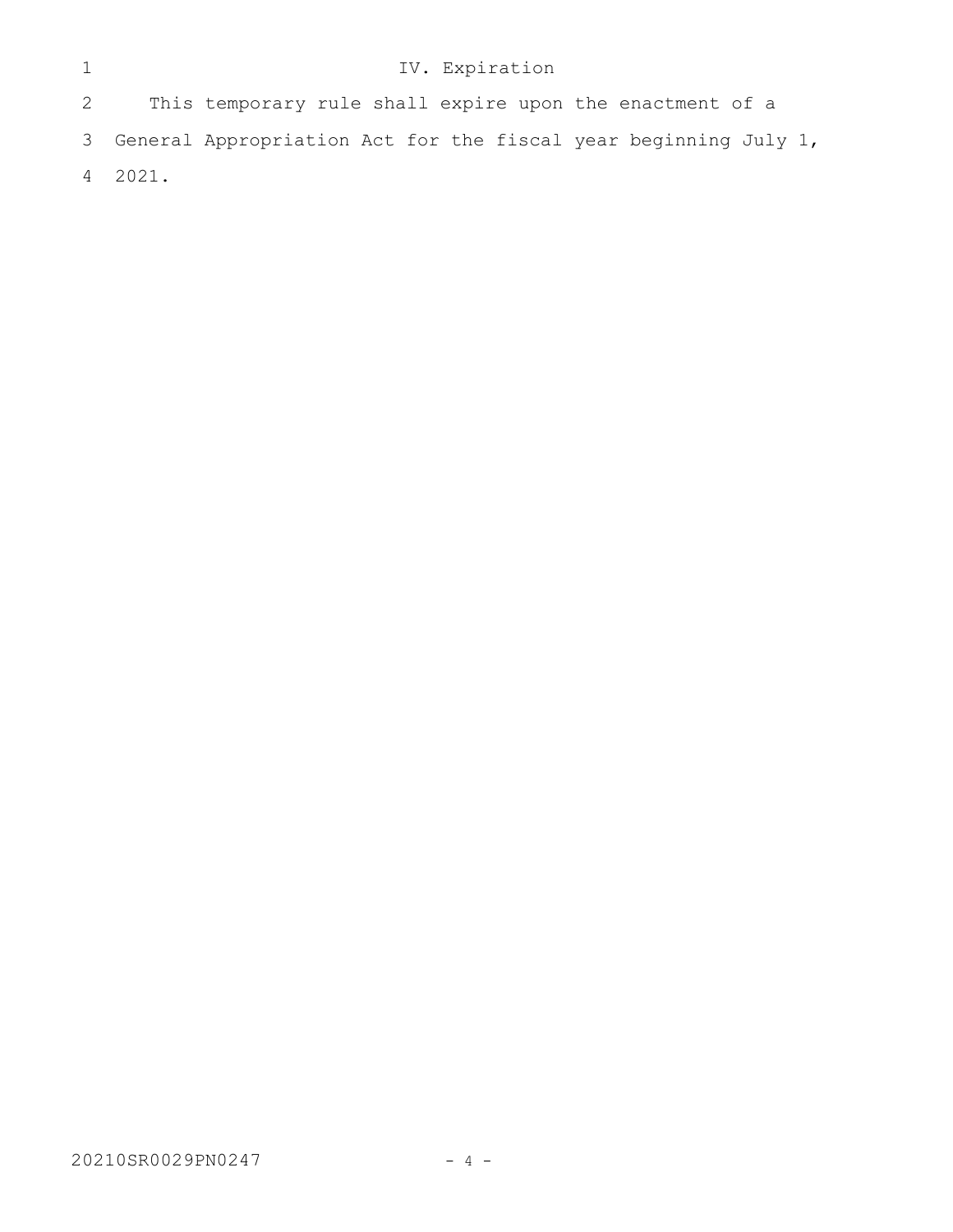## IV. Expiration

This temporary rule shall expire upon the enactment of a General Appropriation Act for the fiscal year beginning July 1, 2021.